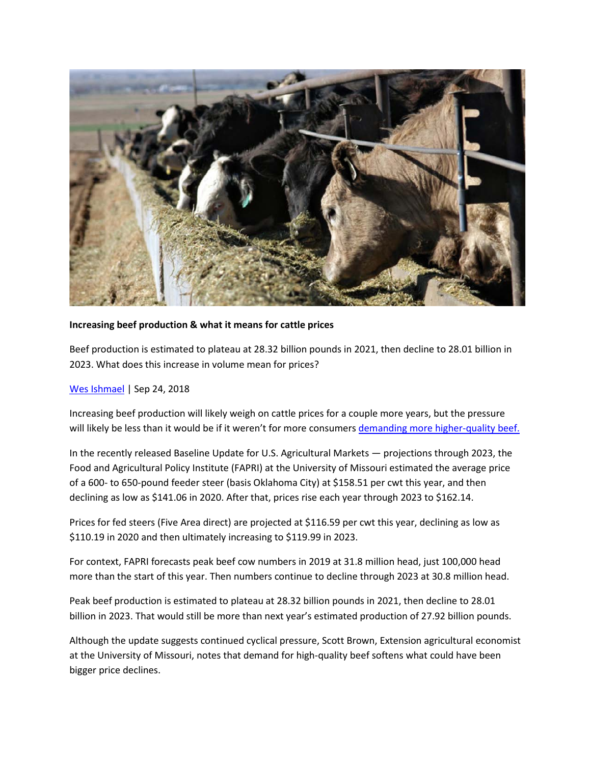**Increasing beef production & what it means for cattle prices**

Beef production is estimated to plateau at 28.32 billion pounds in 2021, then decline to 28.01 billion in 2023. What does this increase in volume mean for prices?

Wes Ishmael | Sep 24, 2018

Increasing beef production will likely weigh on cattle prices for a couple more years, but the pressure will likely be less than it would be if it weren't for more consumers demanding more higher-quality beef.

In the recently released Baseline Update for U.S. Agricultural Markets — projections through 2023, the Food and Agricultural Policy Institute (FAPRI) at the University of Missouri estimated the average price of a 600- to 650-pound feeder steer (basis Oklahoma City) at $158.51 per cwt this year, and then declining as low as $141.06 in 2020. After that, prices rise each year through 2023 to $162.14.

Prices for fed steers (Five Area direct) are projected at $116.59 per cwt this year, declining as low as $110.19 in 2020 and then ultimately increasing to $119.99 in 2023.

For context, FAPRI forecasts peak beef cow numbers in 2019 at 31.8 million head, just 100,000 head more than the start of this year. Then numbers continue to decline through 2023 at 30.8 million head.

Peak beef production is estimated to plateau at 28.32 billion pounds in 2021, then decline to 28.01 billion in 2023. That would still be more than next year's estimated production of 27.92 billion pounds.

Although the update suggests continued cyclical pressure, Scott Brown, Extension agricultural economist at the University of Missouri, notes that demand for high-quality beef softens what could have been bigger price declines.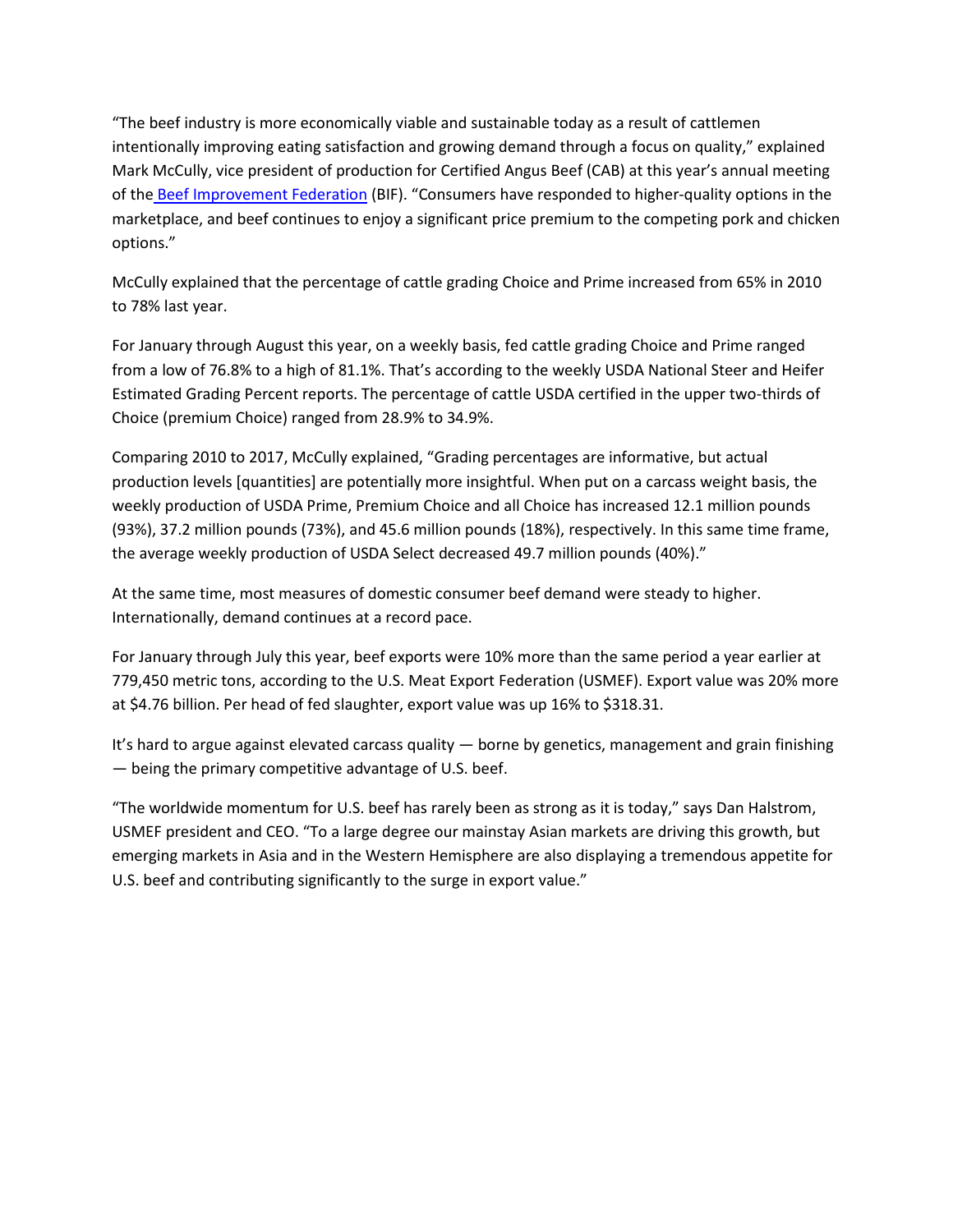"The beef industry is more economically viable and sustainable today as a result of cattlemen intentionally improving eating satisfaction and growing demand through a focus on quality," explained Mark McCully, vice president of production for Certified Angus Beef (CAB) at this year's annual meeting of the [Beef Improvement Federation](#) (BIF). "Consumers have responded to higher-quality options in the marketplace, and beef continues to enjoy a significant price premium to the competing pork and chicken options."

McCully explained that the percentage of cattle grading Choice and Prime increased from 65% in 2010 to 78% last year.

For January through August this year, on a weekly basis, fed cattle grading Choice and Prime ranged from a low of 76.8% to a high of 81.1%. That's according to the weekly USDA National Steer and Heifer Estimated Grading Percent reports. The percentage of cattle USDA certified in the upper two-thirds of Choice (premium Choice) ranged from 28.9% to 34.9%.

Comparing 2010 to 2017, McCully explained, "Grading percentages are informative, but actual production levels [quantities] are potentially more insightful. When put on a carcass weight basis, the weekly production of USDA Prime, Premium Choice and all Choice has increased 12.1 million pounds (93%), 37.2 million pounds (73%), and 45.6 million pounds (18%), respectively. In this same time frame, the average weekly production of USDA Select decreased 49.7 million pounds (40%)."

At the same time, most measures of domestic consumer beef demand were steady to higher. Internationally, demand continues at a record pace.

For January through July this year, beef exports were 10% more than the same period a year earlier at 779,450 metric tons, according to the U.S. Meat Export Federation (USMEF). Export value was 20% more at $4.76 billion. Per head of fed slaughter, export value was up 16% to $318.31.

It's hard to argue against elevated carcass quality — borne by genetics, management and grain finishing — being the primary competitive advantage of U.S. beef.

"The worldwide momentum for U.S. beef has rarely been as strong as it is today," says Dan Halstrom, USMEF president and CEO. "To a large degree our mainstay Asian markets are driving this growth, but emerging markets in Asia and in the Western Hemisphere are also displaying a tremendous appetite for U.S. beef and contributing significantly to the surge in export value."